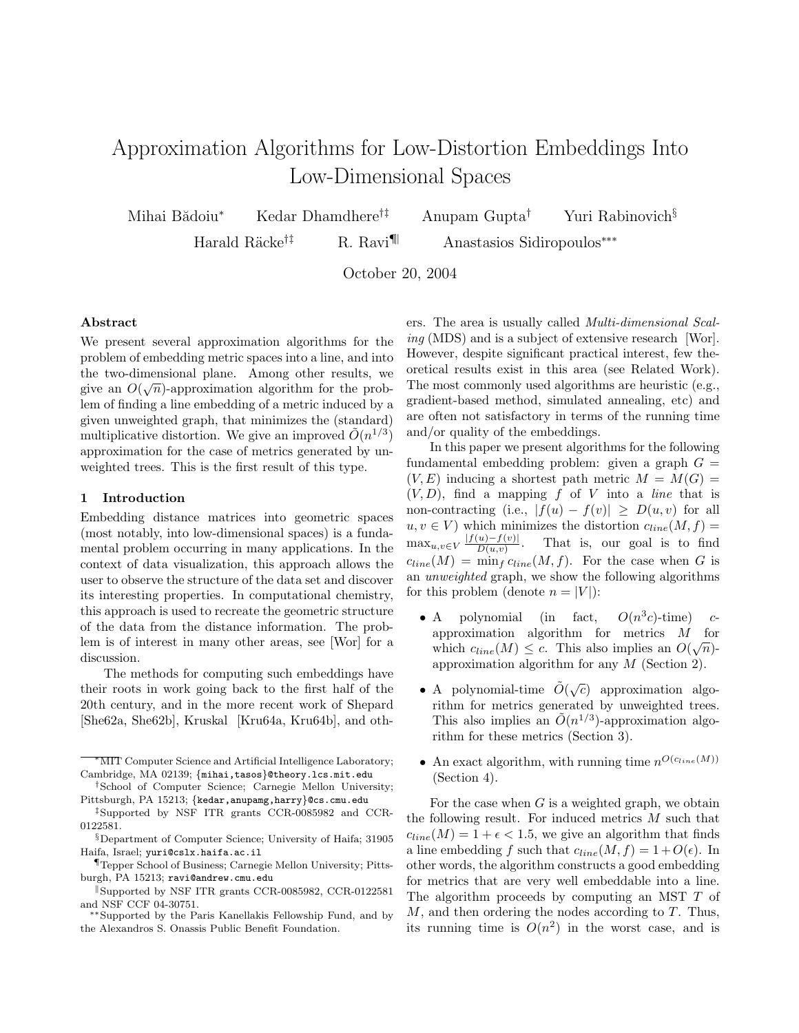# Approximation Algorithms for Low-Distortion Embeddings Into Low-Dimensional Spaces

Mihai Bădoiu[*] Kedar Dhamdhere[†‡] Anupam Gupta[†] Yuri Rabinovich[§] Harald Räcke[†‡] R. Ravi[¶‖] Anastasios Sidiropoulos[**]

October 20, 2004

### Abstract

We present several approximation algorithms for the problem of embedding metric spaces into a line, and into the two-dimensional plane. Among other results, we give an $O(\sqrt{n})$-approximation algorithm for the problem of finding a line embedding of a metric induced by a given unweighted graph, that minimizes the (standard) multiplicative distortion. We give an improved $\tilde{O}(n^{1/3})$ approximation for the case of metrics generated by unweighted trees. This is the first result of this type.

## 1 Introduction

Embedding distance matrices into geometric spaces (most notably, into low-dimensional spaces) is a fundamental problem occurring in many applications. In the context of data visualization, this approach allows the user to observe the structure of the data set and discover its interesting properties. In computational chemistry, this approach is used to recreate the geometric structure of the data from the distance information. The problem is of interest in many other areas, see [Wor] for a discussion.

The methods for computing such embeddings have their roots in work going back to the first half of the 20th century, and in the more recent work of Shepard [She62a, She62b], Kruskal [Kru64a, Kru64b], and others. The area is usually called *Multi-dimensional Scaling* (MDS) and is a subject of extensive research [Wor]. However, despite significant practical interest, few theoretical results exist in this area (see Related Work). The most commonly used algorithms are heuristic (e.g., gradient-based method, simulated annealing, etc) and are often not satisfactory in terms of the running time and/or quality of the embeddings.

In this paper we present algorithms for the following fundamental embedding problem: given a graph $G = (V, E)$ inducing a shortest path metric $M = M(G) = (V, D)$, find a mapping $f$ of $V$ into a *line* that is non-contracting (i.e., $|f(u) - f(v)| \geq D(u, v)$ for all $u, v \in V$) which minimizes the distortion $c_{line}(M, f) = \max_{u,v \in V} \frac{|f(u)-f(v)|}{D(u,v)}$. That is, our goal is to find $c_{line}(M) = \min_f c_{line}(M, f)$. For the case when $G$ is an *unweighted* graph, we show the following algorithms for this problem (denote $n = |V|$):

- A polynomial (in fact, $O(n^3 c)$-time) $c$-approximation algorithm for metrics $M$ for which $c_{line}(M) \leq c$. This also implies an $O(\sqrt{n})$-approximation algorithm for any $M$ (Section 2).
- A polynomial-time $\tilde{O}(\sqrt{c})$ approximation algorithm for metrics generated by unweighted trees. This also implies an $\tilde{O}(n^{1/3})$-approximation algorithm for these metrics (Section 3).
- An exact algorithm, with running time $n^{O(c_{line}(M))}$ (Section 4).

For the case when $G$ is a weighted graph, we obtain the following result. For induced metrics $M$ such that $c_{line}(M) = 1 + \epsilon < 1.5$, we give an algorithm that finds a line embedding $f$ such that $c_{line}(M, f) = 1 + O(\epsilon)$. In other words, the algorithm constructs a good embedding for metrics that are very well embeddable into a line. The algorithm proceeds by computing an MST $T$ of $M$, and then ordering the nodes according to $T$. Thus, its running time is $O(n^2)$ in the worst case, and is

---

[*] MIT Computer Science and Artificial Intelligence Laboratory; Cambridge, MA 02139; {mihai,tasos}@theory.lcs.mit.edu

[†] School of Computer Science; Carnegie Mellon University; Pittsburgh, PA 15213; {kedar,anupamg,harry}@cs.cmu.edu

[‡] Supported by NSF ITR grants CCR-0085982 and CCR-0122581.

[§] Department of Computer Science; University of Haifa; 31905 Haifa, Israel; yuri@cslx.haifa.ac.il

[¶] Tepper School of Business; Carnegie Mellon University; Pittsburgh, PA 15213; ravi@andrew.cmu.edu

[‖] Supported by NSF ITR grants CCR-0085982, CCR-0122581 and NSF CCF 04-30751.

[**] Supported by the Paris Kanellakis Fellowship Fund, and by the Alexandros S. Onassis Public Benefit Foundation.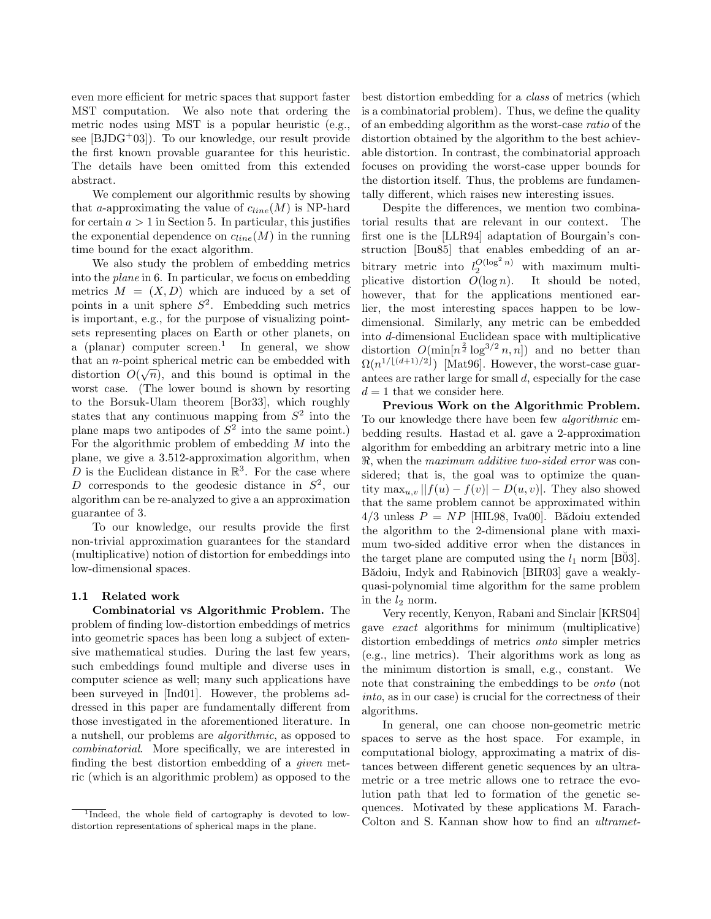even more efficient for metric spaces that support faster MST computation. We also note that ordering the metric nodes using MST is a popular heuristic (e.g., see [BJDG+03]). To our knowledge, our result provide the first known provable guarantee for this heuristic. The details have been omitted from this extended abstract.

We complement our algorithmic results by showing that $a$-approximating the value of $c_{line}(M)$ is NP-hard for certain $a > 1$ in Section 5. In particular, this justifies the exponential dependence on $c_{line}(M)$ in the running time bound for the exact algorithm.

We also study the problem of embedding metrics into the *plane* in 6. In particular, we focus on embedding metrics $M = (X, D)$ which are induced by a set of points in a unit sphere $S^2$. Embedding such metrics is important, e.g., for the purpose of visualizing point-sets representing places on Earth or other planets, on a (planar) computer screen.[1] In general, we show that an $n$-point spherical metric can be embedded with distortion $O(\sqrt{n})$, and this bound is optimal in the worst case. (The lower bound is shown by resorting to the Borsuk-Ulam theorem [Bor33], which roughly states that any continuous mapping from $S^2$ into the plane maps two antipodes of $S^2$ into the same point.) For the algorithmic problem of embedding $M$ into the plane, we give a 3.512-approximation algorithm, when $D$ is the Euclidean distance in $\mathbb{R}^3$. For the case where $D$ corresponds to the geodesic distance in $S^2$, our algorithm can be re-analyzed to give a an approximation guarantee of 3.

To our knowledge, our results provide the first non-trivial approximation guarantees for the standard (multiplicative) notion of distortion for embeddings into low-dimensional spaces.

### 1.1 Related work

**Combinatorial vs Algorithmic Problem.** The problem of finding low-distortion embeddings of metrics into geometric spaces has been long a subject of extensive mathematical studies. During the last few years, such embeddings found multiple and diverse uses in computer science as well; many such applications have been surveyed in [Ind01]. However, the problems addressed in this paper are fundamentally different from those investigated in the aforementioned literature. In a nutshell, our problems are *algorithmic*, as opposed to *combinatorial*. More specifically, we are interested in finding the best distortion embedding of a *given* metric (which is an algorithmic problem) as opposed to the best distortion embedding for a *class* of metrics (which is a combinatorial problem). Thus, we define the quality of an embedding algorithm as the worst-case *ratio* of the distortion obtained by the algorithm to the best achievable distortion. In contrast, the combinatorial approach focuses on providing the worst-case upper bounds for the distortion itself. Thus, the problems are fundamentally different, which raises new interesting issues.

Despite the differences, we mention two combinatorial results that are relevant in our context. The first one is the [LLR94] adaptation of Bourgain's construction [Bou85] that enables embedding of an arbitrary metric into $l_2^{O(\log^2 n)}$ with maximum multiplicative distortion $O(\log n)$. It should be noted, however, that for the applications mentioned earlier, the most interesting spaces happen to be low-dimensional. Similarly, any metric can be embedded into $d$-dimensional Euclidean space with multiplicative distortion $O(\min[n^{\frac{2}{d}} \log^{3/2} n, n])$ and no better than $\Omega(n^{1/\lfloor (d+1)/2 \rfloor})$ [Mat96]. However, the worst-case guarantees are rather large for small $d$, especially for the case $d = 1$ that we consider here.

**Previous Work on the Algorithmic Problem.** To our knowledge there have been few *algorithmic* embedding results. Hastad et al. gave a 2-approximation algorithm for embedding an arbitrary metric into a line $\Re$, when the *maximum additive two-sided error* was considered; that is, the goal was to optimize the quantity $\max_{u,v} ||f(u) - f(v)| - D(u, v)|$. They also showed that the same problem cannot be approximated within $4/3$ unless $P = NP$ [HIL98, Iva00]. Bădoiu extended the algorithm to the 2-dimensional plane with maximum two-sided additive error when the distances in the target plane are computed using the $l_1$ norm [B03]. Bădoiu, Indyk and Rabinovich [BIR03] gave a weakly-quasi-polynomial time algorithm for the same problem in the $l_2$ norm.

Very recently, Kenyon, Rabani and Sinclair [KRS04] gave *exact* algorithms for minimum (multiplicative) distortion embeddings of metrics *onto* simpler metrics (e.g., line metrics). Their algorithms work as long as the minimum distortion is small, e.g., constant. We note that constraining the embeddings to be *onto* (not *into*, as in our case) is crucial for the correctness of their algorithms.

In general, one can choose non-geometric metric spaces to serve as the host space. For example, in computational biology, approximating a matrix of distances between different genetic sequences by an ultrametric or a tree metric allows one to retrace the evolution path that led to formation of the genetic sequences. Motivated by these applications M. Farach-Colton and S. Kannan show how to find an *ultramet-*

[1] Indeed, the whole field of cartography is devoted to low-distortion representations of spherical maps in the plane.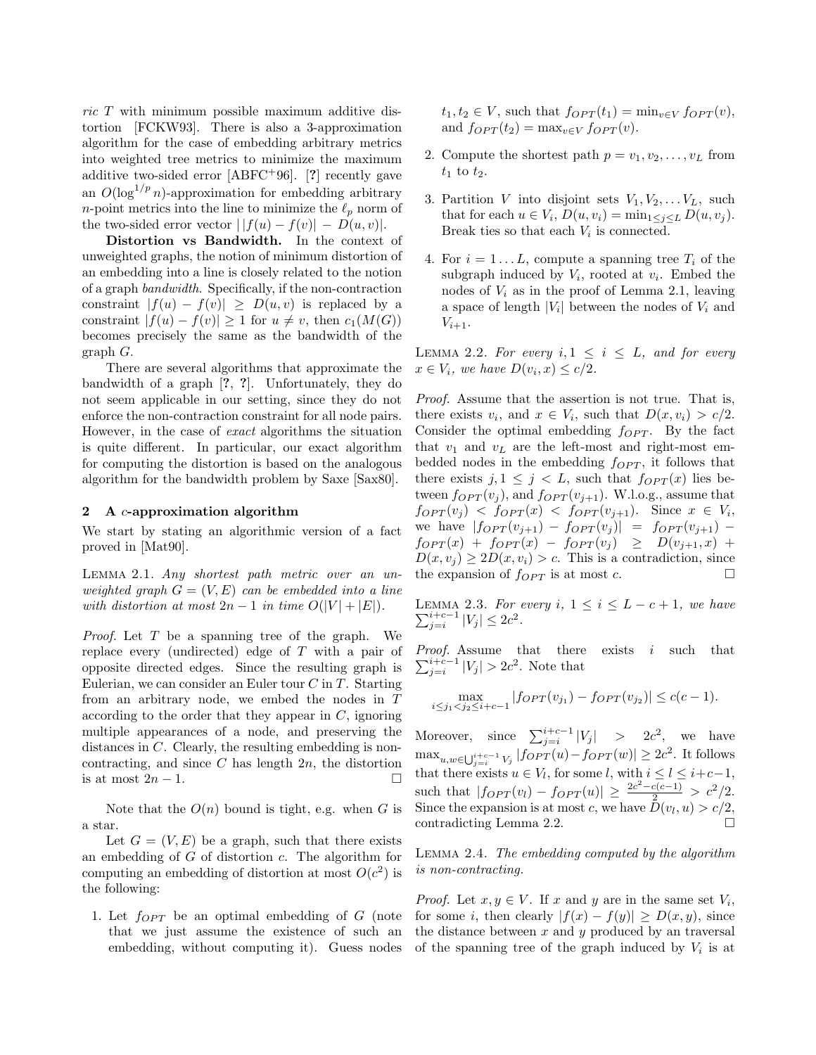ric $T$ with minimum possible maximum additive distortion [FCKW93]. There is also a 3-approximation algorithm for the case of embedding arbitrary metrics into weighted tree metrics to minimize the maximum additive two-sided error [ABFC+96]. [?] recently gave an $O(\log^{1/p} n)$-approximation for embedding arbitrary $n$-point metrics into the line to minimize the $\ell_p$ norm of the two-sided error vector $||f(u) - f(v)| - D(u, v)|$.

**Distortion vs Bandwidth.** In the context of unweighted graphs, the notion of minimum distortion of an embedding into a line is closely related to the notion of a graph *bandwidth*. Specifically, if the non-contraction constraint $|f(u) - f(v)| \geq D(u, v)$ is replaced by a constraint $|f(u) - f(v)| \geq 1$ for $u \neq v$, then $c_1(M(G))$ becomes precisely the same as the bandwidth of the graph $G$.

There are several algorithms that approximate the bandwidth of a graph [?, ?]. Unfortunately, they do not seem applicable in our setting, since they do not enforce the non-contraction constraint for all node pairs. However, in the case of *exact* algorithms the situation is quite different. In particular, our exact algorithm for computing the distortion is based on the analogous algorithm for the bandwidth problem by Saxe [Sax80].

## 2 A $c$-approximation algorithm

We start by stating an algorithmic version of a fact proved in [Mat90].

Lemma 2.1. *Any shortest path metric over an unweighted graph $G = (V, E)$ can be embedded into a line with distortion at most $2n - 1$ in time $O(|V| + |E|)$.*

*Proof.* Let $T$ be a spanning tree of the graph. We replace every (undirected) edge of $T$ with a pair of opposite directed edges. Since the resulting graph is Eulerian, we can consider an Euler tour $C$ in $T$. Starting from an arbitrary node, we embed the nodes in $T$ according to the order that they appear in $C$, ignoring multiple appearances of a node, and preserving the distances in $C$. Clearly, the resulting embedding is non-contracting, and since $C$ has length $2n$, the distortion is at most $2n - 1$. □

Note that the $O(n)$ bound is tight, e.g. when $G$ is a star.

Let $G = (V, E)$ be a graph, such that there exists an embedding of $G$ of distortion $c$. The algorithm for computing an embedding of distortion at most $O(c^2)$ is the following:

1. Let $f_{OPT}$ be an optimal embedding of $G$ (note that we just assume the existence of such an embedding, without computing it). Guess nodes $t_1, t_2 \in V$, such that $f_{OPT}(t_1) = \min_{v \in V} f_{OPT}(v)$, and $f_{OPT}(t_2) = \max_{v \in V} f_{OPT}(v)$.
2. Compute the shortest path $p = v_1, v_2, \ldots, v_L$ from $t_1$ to $t_2$.
3. Partition $V$ into disjoint sets $V_1, V_2, \ldots V_L$, such that for each $u \in V_i$, $D(u, v_i) = \min_{1 \leq j \leq L} D(u, v_j)$. Break ties so that each $V_i$ is connected.
4. For $i = 1 \ldots L$, compute a spanning tree $T_i$ of the subgraph induced by $V_i$, rooted at $v_i$. Embed the nodes of $V_i$ as in the proof of Lemma 2.1, leaving a space of length $|V_i|$ between the nodes of $V_i$ and $V_{i+1}$.

Lemma 2.2. *For every $i, 1 \leq i \leq L$, and for every $x \in V_i$, we have $D(v_i, x) \leq c/2$.*

*Proof.* Assume that the assertion is not true. That is, there exists $v_i$, and $x \in V_i$, such that $D(x, v_i) > c/2$. Consider the optimal embedding $f_{OPT}$. By the fact that $v_1$ and $v_L$ are the left-most and right-most embedded nodes in the embedding $f_{OPT}$, it follows that there exists $j, 1 \leq j < L$, such that $f_{OPT}(x)$ lies between $f_{OPT}(v_j)$, and $f_{OPT}(v_{j+1})$. W.l.o.g., assume that $f_{OPT}(v_j) < f_{OPT}(x) < f_{OPT}(v_{j+1})$. Since $x \in V_i$, we have $|f_{OPT}(v_{j+1}) - f_{OPT}(v_j)| = f_{OPT}(v_{j+1}) - f_{OPT}(x) + f_{OPT}(x) - f_{OPT}(v_j) \geq D(v_{j+1}, x) + D(x, v_j) \geq 2D(x, v_i) > c$. This is a contradiction, since the expansion of $f_{OPT}$ is at most $c$. □

Lemma 2.3. *For every $i$, $1 \leq i \leq L - c + 1$, we have $\sum_{j=i}^{i+c-1} |V_j| \leq 2c^2$.*

*Proof.* Assume that there exists $i$ such that $\sum_{j=i}^{i+c-1} |V_j| > 2c^2$. Note that

$$\max_{i \leq j_1 < j_2 \leq i+c-1} |f_{OPT}(v_{j_1}) - f_{OPT}(v_{j_2})| \leq c(c-1).$$

Moreover, since $\sum_{j=i}^{i+c-1} |V_j| > 2c^2$, we have $\max_{u,w \in \bigcup_{j=i}^{i+c-1} V_j} |f_{OPT}(u) - f_{OPT}(w)| \geq 2c^2$. It follows that there exists $u \in V_l$, for some $l$, with $i \leq l \leq i+c-1$, such that $|f_{OPT}(v_l) - f_{OPT}(u)| \geq \frac{2c^2 - c(c-1)}{2} > c^2/2$. Since the expansion is at most $c$, we have $D(v_l, u) > c/2$, contradicting Lemma 2.2. □

Lemma 2.4. *The embedding computed by the algorithm is non-contracting.*

*Proof.* Let $x, y \in V$. If $x$ and $y$ are in the same set $V_i$, for some $i$, then clearly $|f(x) - f(y)| \geq D(x, y)$, since the distance between $x$ and $y$ produced by an traversal of the spanning tree of the graph induced by $V_i$ is at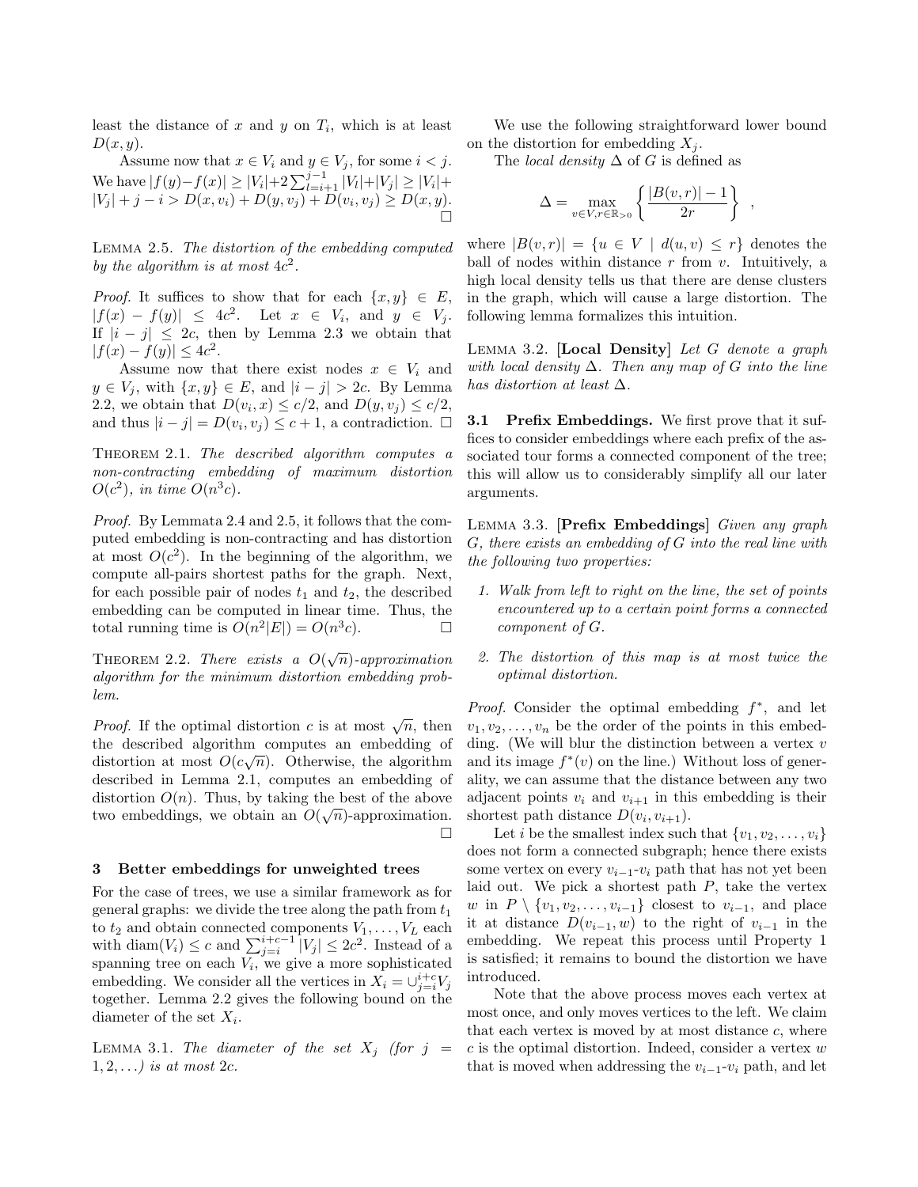least the distance of $x$ and $y$ on $T_i$, which is at least $D(x, y)$.

Assume now that $x \in V_i$ and $y \in V_j$, for some $i < j$. We have $|f(y)-f(x)| \geq |V_i|+2\sum_{l=i+1}^{j-1}|V_l|+|V_j| \geq |V_i|+|V_j|+j-i > D(x, v_i) + D(y, v_j) + D(v_i, v_j) \geq D(x, y)$. $\square$

**Lemma 2.5.** *The distortion of the embedding computed by the algorithm is at most $4c^2$.*

*Proof.* It suffices to show that for each $\{x, y\} \in E$, $|f(x) - f(y)| \leq 4c^2$. Let $x \in V_i$, and $y \in V_j$. If $|i - j| \leq 2c$, then by Lemma 2.3 we obtain that $|f(x) - f(y)| \leq 4c^2$.

Assume now that there exist nodes $x \in V_i$ and $y \in V_j$, with $\{x, y\} \in E$, and $|i - j| > 2c$. By Lemma 2.2, we obtain that $D(v_i, x) \leq c/2$, and $D(y, v_j) \leq c/2$, and thus $|i - j| = D(v_i, v_j) \leq c + 1$, a contradiction. $\square$

**Theorem 2.1.** *The described algorithm computes a non-contracting embedding of maximum distortion $O(c^2)$, in time $O(n^3c)$.*

*Proof.* By Lemmata 2.4 and 2.5, it follows that the computed embedding is non-contracting and has distortion at most $O(c^2)$. In the beginning of the algorithm, we compute all-pairs shortest paths for the graph. Next, for each possible pair of nodes $t_1$ and $t_2$, the described embedding can be computed in linear time. Thus, the total running time is $O(n^2|E|) = O(n^3c)$. $\square$

**Theorem 2.2.** *There exists a $O(\sqrt{n})$-approximation algorithm for the minimum distortion embedding problem.*

*Proof.* If the optimal distortion $c$ is at most $\sqrt{n}$, then the described algorithm computes an embedding of distortion at most $O(c\sqrt{n})$. Otherwise, the algorithm described in Lemma 2.1, computes an embedding of distortion $O(n)$. Thus, by taking the best of the above two embeddings, we obtain an $O(\sqrt{n})$-approximation. $\square$

## 3 Better embeddings for unweighted trees

For the case of trees, we use a similar framework as for general graphs: we divide the tree along the path from $t_1$ to $t_2$ and obtain connected components $V_1, \ldots, V_L$ each with $\text{diam}(V_i) \leq c$ and $\sum_{j=i}^{i+c-1}|V_j| \leq 2c^2$. Instead of a spanning tree on each $V_i$, we give a more sophisticated embedding. We consider all the vertices in $X_i = \cup_{j=i}^{i+c}V_j$ together. Lemma 2.2 gives the following bound on the diameter of the set $X_i$.

**Lemma 3.1.** *The diameter of the set $X_j$ (for $j = 1, 2, \ldots$) is at most $2c$.*

We use the following straightforward lower bound on the distortion for embedding $X_j$.

The *local density* $\Delta$ of $G$ is defined as

$$\Delta = \max_{v \in V, r \in \mathbb{R}_{>0}} \left\{ \frac{|B(v, r)| - 1}{2r} \right\} ,$$

where $|B(v, r)| = \{u \in V \mid d(u, v) \leq r\}$ denotes the ball of nodes within distance $r$ from $v$. Intuitively, a high local density tells us that there are dense clusters in the graph, which will cause a large distortion. The following lemma formalizes this intuition.

**Lemma 3.2. [Local Density]** *Let $G$ denote a graph with local density $\Delta$. Then any map of $G$ into the line has distortion at least $\Delta$.*

### 3.1 Prefix Embeddings.

We first prove that it suffices to consider embeddings where each prefix of the associated tour forms a connected component of the tree; this will allow us to considerably simplify all our later arguments.

**Lemma 3.3. [Prefix Embeddings]** *Given any graph $G$, there exists an embedding of $G$ into the real line with the following two properties:*

1. *Walk from left to right on the line, the set of points encountered up to a certain point forms a connected component of $G$.*
2. *The distortion of this map is at most twice the optimal distortion.*

*Proof.* Consider the optimal embedding $f^*$, and let $v_1, v_2, \ldots, v_n$ be the order of the points in this embedding. (We will blur the distinction between a vertex $v$ and its image $f^*(v)$ on the line.) Without loss of generality, we can assume that the distance between any two adjacent points $v_i$ and $v_{i+1}$ in this embedding is their shortest path distance $D(v_i, v_{i+1})$.

Let $i$ be the smallest index such that $\{v_1, v_2, \ldots, v_i\}$ does not form a connected subgraph; hence there exists some vertex on every $v_{i-1}$-$v_i$ path that has not yet been laid out. We pick a shortest path $P$, take the vertex $w$ in $P \setminus \{v_1, v_2, \ldots, v_{i-1}\}$ closest to $v_{i-1}$, and place it at distance $D(v_{i-1}, w)$ to the right of $v_{i-1}$ in the embedding. We repeat this process until Property 1 is satisfied; it remains to bound the distortion we have introduced.

Note that the above process moves each vertex at most once, and only moves vertices to the left. We claim that each vertex is moved by at most distance $c$, where $c$ is the optimal distortion. Indeed, consider a vertex $w$ that is moved when addressing the $v_{i-1}$-$v_i$ path, and let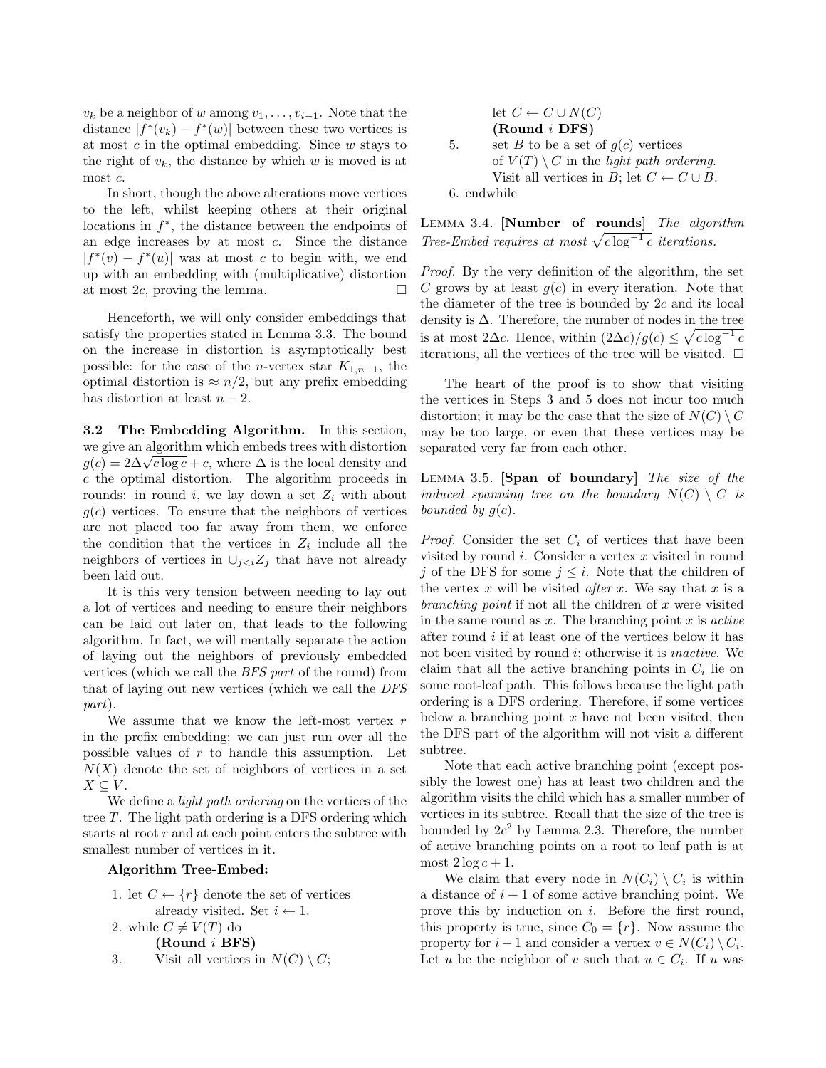$v_k$ be a neighbor of $w$ among $v_1, \ldots, v_{i-1}$. Note that the distance $|f^*(v_k) - f^*(w)|$ between these two vertices is at most $c$ in the optimal embedding. Since $w$ stays to the right of $v_k$, the distance by which $w$ is moved is at most $c$.

In short, though the above alterations move vertices to the left, whilst keeping others at their original locations in $f^*$, the distance between the endpoints of an edge increases by at most $c$. Since the distance $|f^*(v) - f^*(u)|$ was at most $c$ to begin with, we end up with an embedding with (multiplicative) distortion at most $2c$, proving the lemma. □

Henceforth, we will only consider embeddings that satisfy the properties stated in Lemma 3.3. The bound on the increase in distortion is asymptotically best possible: for the case of the $n$-vertex star $K_{1,n-1}$, the optimal distortion is $\approx n/2$, but any prefix embedding has distortion at least $n-2$.

**3.2 The Embedding Algorithm.** In this section, we give an algorithm which embeds trees with distortion $g(c) = 2\Delta\sqrt{c \log c} + c$, where $\Delta$ is the local density and $c$ the optimal distortion. The algorithm proceeds in rounds: in round $i$, we lay down a set $Z_i$ with about $g(c)$ vertices. To ensure that the neighbors of vertices are not placed too far away from them, we enforce the condition that the vertices in $Z_i$ include all the neighbors of vertices in $\cup_{j<i} Z_j$ that have not already been laid out.

It is this very tension between needing to lay out a lot of vertices and needing to ensure their neighbors can be laid out later on, that leads to the following algorithm. In fact, we will mentally separate the action of laying out the neighbors of previously embedded vertices (which we call the *BFS part* of the round) from that of laying out new vertices (which we call the *DFS part*).

We assume that we know the left-most vertex $r$ in the prefix embedding; we can just run over all the possible values of $r$ to handle this assumption. Let $N(X)$ denote the set of neighbors of vertices in a set $X \subseteq V$.

We define a *light path ordering* on the vertices of the tree $T$. The light path ordering is a DFS ordering which starts at root $r$ and at each point enters the subtree with smallest number of vertices in it.

**Algorithm Tree-Embed:**

1. let $C \leftarrow \{r\}$ denote the set of vertices already visited. Set $i \leftarrow 1$.
2. while $C \neq V(T)$ do
   **(Round $i$ BFS)**
3. Visit all vertices in $N(C) \setminus C$; let $C \leftarrow C \cup N(C)$
   **(Round $i$ DFS)**
5. set $B$ to be a set of $g(c)$ vertices of $V(T) \setminus C$ in the *light path ordering*. Visit all vertices in $B$; let $C \leftarrow C \cup B$.
6. endwhile

LEMMA 3.4. **[Number of rounds]** *The algorithm Tree-Embed requires at most $\sqrt{c \log^{-1} c}$ iterations.*

*Proof.* By the very definition of the algorithm, the set $C$ grows by at least $g(c)$ in every iteration. Note that the diameter of the tree is bounded by $2c$ and its local density is $\Delta$. Therefore, the number of nodes in the tree is at most $2\Delta c$. Hence, within $(2\Delta c)/g(c) \leq \sqrt{c \log^{-1} c}$ iterations, all the vertices of the tree will be visited. □

The heart of the proof is to show that visiting the vertices in Steps 3 and 5 does not incur too much distortion; it may be the case that the size of $N(C) \setminus C$ may be too large, or even that these vertices may be separated very far from each other.

LEMMA 3.5. **[Span of boundary]** *The size of the induced spanning tree on the boundary $N(C) \setminus C$ is bounded by $g(c)$.*

*Proof.* Consider the set $C_i$ of vertices that have been visited by round $i$. Consider a vertex $x$ visited in round $j$ of the DFS for some $j \leq i$. Note that the children of the vertex $x$ will be visited *after* $x$. We say that $x$ is a *branching point* if not all the children of $x$ were visited in the same round as $x$. The branching point $x$ is *active* after round $i$ if at least one of the vertices below it has not been visited by round $i$; otherwise it is *inactive*. We claim that all the active branching points in $C_i$ lie on some root-leaf path. This follows because the light path ordering is a DFS ordering. Therefore, if some vertices below a branching point $x$ have not been visited, then the DFS part of the algorithm will not visit a different subtree.

Note that each active branching point (except possibly the lowest one) has at least two children and the algorithm visits the child which has a smaller number of vertices in its subtree. Recall that the size of the tree is bounded by $2c^2$ by Lemma 2.3. Therefore, the number of active branching points on a root to leaf path is at most $2 \log c + 1$.

We claim that every node in $N(C_i) \setminus C_i$ is within a distance of $i+1$ of some active branching point. We prove this by induction on $i$. Before the first round, this property is true, since $C_0 = \{r\}$. Now assume the property for $i-1$ and consider a vertex $v \in N(C_i) \setminus C_i$. Let $u$ be the neighbor of $v$ such that $u \in C_i$. If $u$ was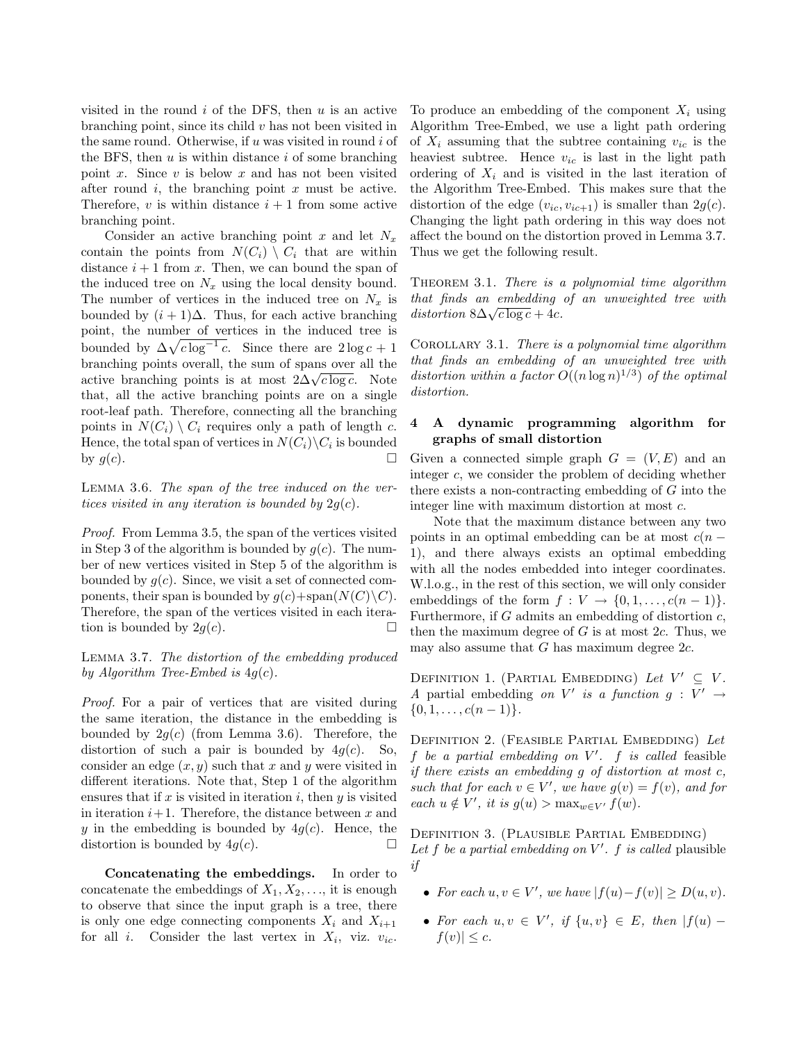visited in the round $i$ of the DFS, then $u$ is an active branching point, since its child $v$ has not been visited in the same round. Otherwise, if $u$ was visited in round $i$ of the BFS, then $u$ is within distance $i$ of some branching point $x$. Since $v$ is below $x$ and has not been visited after round $i$, the branching point $x$ must be active. Therefore, $v$ is within distance $i+1$ from some active branching point.

Consider an active branching point $x$ and let $N_x$ contain the points from $N(C_i) \setminus C_i$ that are within distance $i+1$ from $x$. Then, we can bound the span of the induced tree on $N_x$ using the local density bound. The number of vertices in the induced tree on $N_x$ is bounded by $(i+1)\Delta$. Thus, for each active branching point, the number of vertices in the induced tree is bounded by $\Delta\sqrt{c \log^{-1} c}$. Since there are $2\log c + 1$ branching points overall, the sum of spans over all the active branching points is at most $2\Delta\sqrt{c \log c}$. Note that, all the active branching points are on a single root-leaf path. Therefore, connecting all the branching points in $N(C_i) \setminus C_i$ requires only a path of length $c$. Hence, the total span of vertices in $N(C_i)\setminus C_i$ is bounded by $g(c)$. □

Lemma 3.6. *The span of the tree induced on the vertices visited in any iteration is bounded by $2g(c)$.*

*Proof.* From Lemma 3.5, the span of the vertices visited in Step 3 of the algorithm is bounded by $g(c)$. The number of new vertices visited in Step 5 of the algorithm is bounded by $g(c)$. Since, we visit a set of connected components, their span is bounded by $g(c) + \text{span}(N(C) \setminus C)$. Therefore, the span of the vertices visited in each iteration is bounded by $2g(c)$. □

Lemma 3.7. *The distortion of the embedding produced by Algorithm Tree-Embed is $4g(c)$.*

*Proof.* For a pair of vertices that are visited during the same iteration, the distance in the embedding is bounded by $2g(c)$ (from Lemma 3.6). Therefore, the distortion of such a pair is bounded by $4g(c)$. So, consider an edge $(x, y)$ such that $x$ and $y$ were visited in different iterations. Note that, Step 1 of the algorithm ensures that if $x$ is visited in iteration $i$, then $y$ is visited in iteration $i+1$. Therefore, the distance between $x$ and $y$ in the embedding is bounded by $4g(c)$. Hence, the distortion is bounded by $4g(c)$. □

**Concatenating the embeddings.** In order to concatenate the embeddings of $X_1, X_2, \ldots$, it is enough to observe that since the input graph is a tree, there is only one edge connecting components $X_i$ and $X_{i+1}$ for all $i$. Consider the last vertex in $X_i$, viz. $v_{ic}$. To produce an embedding of the component $X_i$ using Algorithm Tree-Embed, we use a light path ordering of $X_i$ assuming that the subtree containing $v_{ic}$ is the heaviest subtree. Hence $v_{ic}$ is last in the light path ordering of $X_i$ and is visited in the last iteration of the Algorithm Tree-Embed. This makes sure that the distortion of the edge $(v_{ic}, v_{ic+1})$ is smaller than $2g(c)$. Changing the light path ordering in this way does not affect the bound on the distortion proved in Lemma 3.7. Thus we get the following result.

Theorem 3.1. *There is a polynomial time algorithm that finds an embedding of an unweighted tree with distortion $8\Delta\sqrt{c \log c} + 4c$.*

Corollary 3.1. *There is a polynomial time algorithm that finds an embedding of an unweighted tree with distortion within a factor $O((n \log n)^{1/3})$ of the optimal distortion.*

## 4 A dynamic programming algorithm for graphs of small distortion

Given a connected simple graph $G = (V, E)$ and an integer $c$, we consider the problem of deciding whether there exists a non-contracting embedding of $G$ into the integer line with maximum distortion at most $c$.

Note that the maximum distance between any two points in an optimal embedding can be at most $c(n-1)$, and there always exists an optimal embedding with all the nodes embedded into integer coordinates. W.l.o.g., in the rest of this section, we will only consider embeddings of the form $f : V \to \{0, 1, \ldots, c(n-1)\}$. Furthermore, if $G$ admits an embedding of distortion $c$, then the maximum degree of $G$ is at most $2c$. Thus, we may also assume that $G$ has maximum degree $2c$.

Definition 1. (Partial Embedding) *Let $V' \subseteq V$. A* partial embedding *on $V'$ is a function $g : V' \to \{0, 1, \ldots, c(n-1)\}$.*

Definition 2. (Feasible Partial Embedding) *Let $f$ be a partial embedding on $V'$. $f$ is called* feasible *if there exists an embedding $g$ of distortion at most $c$, such that for each $v \in V'$, we have $g(v) = f(v)$, and for each $u \notin V'$, it is $g(u) > \max_{w \in V'} f(w)$.*

Definition 3. (Plausible Partial Embedding) *Let $f$ be a partial embedding on $V'$. $f$ is called* plausible *if*

- *For each $u, v \in V'$, we have $|f(u) - f(v)| \geq D(u, v)$.*
- *For each $u, v \in V'$, if $\{u, v\} \in E$, then $|f(u) - f(v)| \leq c$.*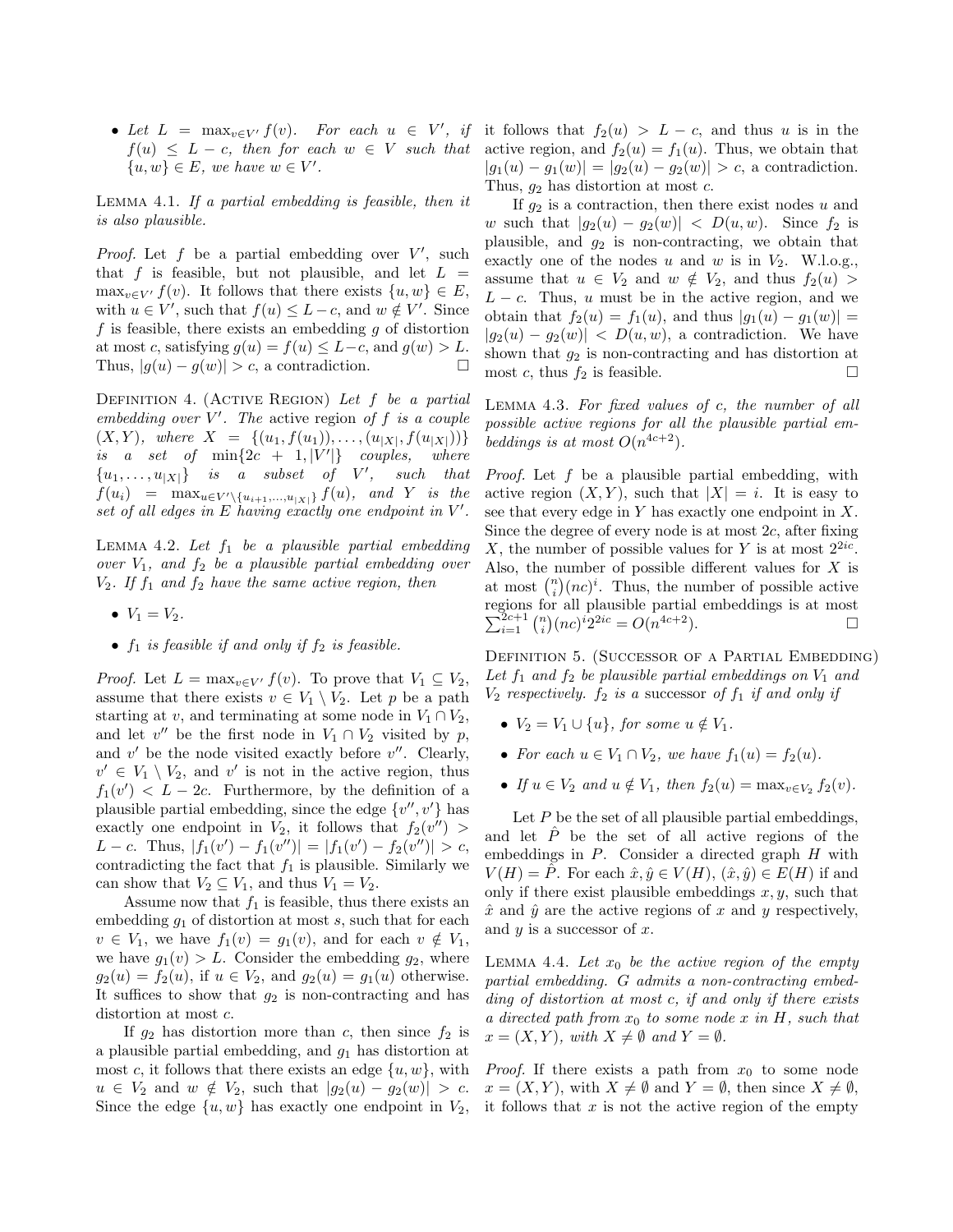- *Let $L = \max_{v \in V'} f(v)$. For each $u \in V'$, if $f(u) \leq L - c$, then for each $w \in V$ such that $\{u, w\} \in E$, we have $w \in V'$.*

LEMMA 4.1. *If a partial embedding is feasible, then it is also plausible.*

*Proof.* Let $f$ be a partial embedding over $V'$, such that $f$ is feasible, but not plausible, and let $L = \max_{v \in V'} f(v)$. It follows that there exists $\{u, w\} \in E$, with $u \in V'$, such that $f(u) \leq L - c$, and $w \notin V'$. Since $f$ is feasible, there exists an embedding $g$ of distortion at most $c$, satisfying $g(u) = f(u) \leq L - c$, and $g(w) > L$. Thus, $|g(u) - g(w)| > c$, a contradiction. □

DEFINITION 4. (ACTIVE REGION) *Let $f$ be a partial embedding over $V'$. The* active region *of $f$ is a couple $(X, Y)$, where $X = \{(u_1, f(u_1)), \ldots, (u_{|X|}, f(u_{|X|}))\}$ is a set of $\min\{2c + 1, |V'|\}$ couples, where $\{u_1, \ldots, u_{|X|}\}$ is a subset of $V'$, such that $f(u_i) = \max_{u \in V' \setminus \{u_{i+1}, \ldots, u_{|X|}\}} f(u)$, and $Y$ is the set of all edges in $E$ having exactly one endpoint in $V'$.*

LEMMA 4.2. *Let $f_1$ be a plausible partial embedding over $V_1$, and $f_2$ be a plausible partial embedding over $V_2$. If $f_1$ and $f_2$ have the same active region, then*

- *$V_1 = V_2$.*
- *$f_1$ is feasible if and only if $f_2$ is feasible.*

*Proof.* Let $L = \max_{v \in V'} f(v)$. To prove that $V_1 \subseteq V_2$, assume that there exists $v \in V_1 \setminus V_2$. Let $p$ be a path starting at $v$, and terminating at some node in $V_1 \cap V_2$, and let $v''$ be the first node in $V_1 \cap V_2$ visited by $p$, and $v'$ be the node visited exactly before $v''$. Clearly, $v' \in V_1 \setminus V_2$, and $v'$ is not in the active region, thus $f_1(v') < L - 2c$. Furthermore, by the definition of a plausible partial embedding, since the edge $\{v'', v'\}$ has exactly one endpoint in $V_2$, it follows that $f_2(v'') > L - c$. Thus, $|f_1(v') - f_1(v'')| = |f_1(v') - f_2(v'')| > c$, contradicting the fact that $f_1$ is plausible. Similarly we can show that $V_2 \subseteq V_1$, and thus $V_1 = V_2$.

Assume now that $f_1$ is feasible, thus there exists an embedding $g_1$ of distortion at most $s$, such that for each $v \in V_1$, we have $f_1(v) = g_1(v)$, and for each $v \notin V_1$, we have $g_1(v) > L$. Consider the embedding $g_2$, where $g_2(u) = f_2(u)$, if $u \in V_2$, and $g_2(u) = g_1(u)$ otherwise. It suffices to show that $g_2$ is non-contracting and has distortion at most $c$.

If $g_2$ has distortion more than $c$, then since $f_2$ is a plausible partial embedding, and $g_1$ has distortion at most $c$, it follows that there exists an edge $\{u, w\}$, with $u \in V_2$ and $w \notin V_2$, such that $|g_2(u) - g_2(w)| > c$. Since the edge $\{u, w\}$ has exactly one endpoint in $V_2$, it follows that $f_2(u) > L - c$, and thus $u$ is in the active region, and $f_2(u) = f_1(u)$. Thus, we obtain that $|g_1(u) - g_1(w)| = |g_2(u) - g_2(w)| > c$, a contradiction. Thus, $g_2$ has distortion at most $c$.

If $g_2$ is a contraction, then there exist nodes $u$ and $w$ such that $|g_2(u) - g_2(w)| < D(u, w)$. Since $f_2$ is plausible, and $g_2$ is non-contracting, we obtain that exactly one of the nodes $u$ and $w$ is in $V_2$. W.l.o.g., assume that $u \in V_2$ and $w \notin V_2$, and thus $f_2(u) > L - c$. Thus, $u$ must be in the active region, and we obtain that $f_2(u) = f_1(u)$, and thus $|g_1(u) - g_1(w)| = |g_2(u) - g_2(w)| < D(u, w)$, a contradiction. We have shown that $g_2$ is non-contracting and has distortion at most $c$, thus $f_2$ is feasible. □

LEMMA 4.3. *For fixed values of $c$, the number of all possible active regions for all the plausible partial embeddings is at most $O(n^{4c+2})$.*

*Proof.* Let $f$ be a plausible partial embedding, with active region $(X, Y)$, such that $|X| = i$. It is easy to see that every edge in $Y$ has exactly one endpoint in $X$. Since the degree of every node is at most $2c$, after fixing $X$, the number of possible values for $Y$ is at most $2^{2ic}$. Also, the number of possible different values for $X$ is at most $\binom{n}{i}(nc)^i$. Thus, the number of possible active regions for all plausible partial embeddings is at most $\sum_{i=1}^{2c+1} \binom{n}{i}(nc)^i 2^{2ic} = O(n^{4c+2})$. □

DEFINITION 5. (SUCCESSOR OF A PARTIAL EMBEDDING) *Let $f_1$ and $f_2$ be plausible partial embeddings on $V_1$ and $V_2$ respectively. $f_2$ is a* successor *of $f_1$ if and only if*

- *$V_2 = V_1 \cup \{u\}$, for some $u \notin V_1$.*
- *For each $u \in V_1 \cap V_2$, we have $f_1(u) = f_2(u)$.*
- *If $u \in V_2$ and $u \notin V_1$, then $f_2(u) = \max_{v \in V_2} f_2(v)$.*

Let $P$ be the set of all plausible partial embeddings, and let $\hat{P}$ be the set of all active regions of the embeddings in $P$. Consider a directed graph $H$ with $V(H) = \hat{P}$. For each $\hat{x}, \hat{y} \in V(H)$, $(\hat{x}, \hat{y}) \in E(H)$ if and only if there exist plausible embeddings $x, y$, such that $\hat{x}$ and $\hat{y}$ are the active regions of $x$ and $y$ respectively, and $y$ is a successor of $x$.

LEMMA 4.4. *Let $x_0$ be the active region of the empty partial embedding. $G$ admits a non-contracting embedding of distortion at most $c$, if and only if there exists a directed path from $x_0$ to some node $x$ in $H$, such that $x = (X, Y)$, with $X \neq \emptyset$ and $Y = \emptyset$.*

*Proof.* If there exists a path from $x_0$ to some node $x = (X, Y)$, with $X \neq \emptyset$ and $Y = \emptyset$, then since $X \neq \emptyset$, it follows that $x$ is not the active region of the empty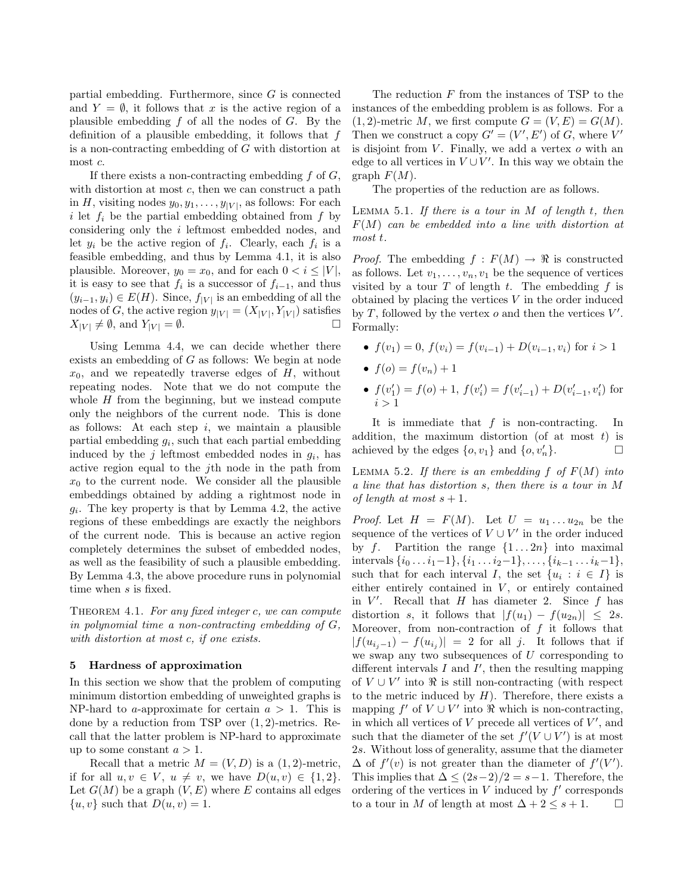partial embedding. Furthermore, since $G$ is connected and $Y = \emptyset$, it follows that $x$ is the active region of a plausible embedding $f$ of all the nodes of $G$. By the definition of a plausible embedding, it follows that $f$ is a non-contracting embedding of $G$ with distortion at most $c$.

If there exists a non-contracting embedding $f$ of $G$, with distortion at most $c$, then we can construct a path in $H$, visiting nodes $y_0, y_1, \ldots, y_{|V|}$, as follows: For each $i$ let $f_i$ be the partial embedding obtained from $f$ by considering only the $i$ leftmost embedded nodes, and let $y_i$ be the active region of $f_i$. Clearly, each $f_i$ is a feasible embedding, and thus by Lemma 4.1, it is also plausible. Moreover, $y_0 = x_0$, and for each $0 < i \leq |V|$, it is easy to see that $f_i$ is a successor of $f_{i-1}$, and thus $(y_{i-1}, y_i) \in E(H)$. Since, $f_{|V|}$ is an embedding of all the nodes of $G$, the active region $y_{|V|} = (X_{|V|}, Y_{|V|})$ satisfies $X_{|V|} \neq \emptyset$, and $Y_{|V|} = \emptyset$. □

Using Lemma 4.4, we can decide whether there exists an embedding of $G$ as follows: We begin at node $x_0$, and we repeatedly traverse edges of $H$, without repeating nodes. Note that we do not compute the whole $H$ from the beginning, but we instead compute only the neighbors of the current node. This is done as follows: At each step $i$, we maintain a plausible partial embedding $g_i$, such that each partial embedding induced by the $j$ leftmost embedded nodes in $g_i$, has active region equal to the $j$th node in the path from $x_0$ to the current node. We consider all the plausible embeddings obtained by adding a rightmost node in $g_i$. The key property is that by Lemma 4.2, the active regions of these embeddings are exactly the neighbors of the current node. This is because an active region completely determines the subset of embedded nodes, as well as the feasibility of such a plausible embedding. By Lemma 4.3, the above procedure runs in polynomial time when $s$ is fixed.

Theorem 4.1. *For any fixed integer $c$, we can compute in polynomial time a non-contracting embedding of $G$, with distortion at most $c$, if one exists.*

## 5 Hardness of approximation

In this section we show that the problem of computing minimum distortion embedding of unweighted graphs is NP-hard to $a$-approximate for certain $a > 1$. This is done by a reduction from TSP over $(1, 2)$-metrics. Recall that the latter problem is NP-hard to approximate up to some constant $a > 1$.

Recall that a metric $M = (V, D)$ is a $(1, 2)$-metric, if for all $u, v \in V$, $u \neq v$, we have $D(u, v) \in \{1, 2\}$. Let $G(M)$ be a graph $(V, E)$ where $E$ contains all edges $\{u, v\}$ such that $D(u, v) = 1$.

The reduction $F$ from the instances of TSP to the instances of the embedding problem is as follows. For a $(1, 2)$-metric $M$, we first compute $G = (V, E) = G(M)$. Then we construct a copy $G' = (V', E')$ of $G$, where $V'$ is disjoint from $V$. Finally, we add a vertex $o$ with an edge to all vertices in $V \cup V'$. In this way we obtain the graph $F(M)$.

The properties of the reduction are as follows.

Lemma 5.1. *If there is a tour in $M$ of length $t$, then $F(M)$ can be embedded into a line with distortion at most $t$.*

*Proof.* The embedding $f : F(M) \to \Re$ is constructed as follows. Let $v_1, \ldots, v_n, v_1$ be the sequence of vertices visited by a tour $T$ of length $t$. The embedding $f$ is obtained by placing the vertices $V$ in the order induced by $T$, followed by the vertex $o$ and then the vertices $V'$. Formally:

- $f(v_1) = 0$, $f(v_i) = f(v_{i-1}) + D(v_{i-1}, v_i)$ for $i > 1$
- $f(o) = f(v_n) + 1$
- $f(v_1') = f(o) + 1$, $f(v_i') = f(v_{i-1}') + D(v_{i-1}', v_i')$ for $i > 1$

It is immediate that $f$ is non-contracting. In addition, the maximum distortion (of at most $t$) is achieved by the edges $\{o, v_1\}$ and $\{o, v_n'\}$. □

Lemma 5.2. *If there is an embedding $f$ of $F(M)$ into a line that has distortion $s$, then there is a tour in $M$ of length at most $s + 1$.*

*Proof.* Let $H = F(M)$. Let $U = u_1 \ldots u_{2n}$ be the sequence of the vertices of $V \cup V'$ in the order induced by $f$. Partition the range $\{1 \ldots 2n\}$ into maximal intervals $\{i_0 \ldots i_1 - 1\}, \{i_1 \ldots i_2 - 1\}, \ldots, \{i_{k-1} \ldots i_k - 1\}$, such that for each interval $I$, the set $\{u_i : i \in I\}$ is either entirely contained in $V$, or entirely contained in $V'$. Recall that $H$ has diameter 2. Since $f$ has distortion $s$, it follows that $|f(u_1) - f(u_{2n})| \leq 2s$. Moreover, from non-contraction of $f$ it follows that $|f(u_{i_j - 1}) - f(u_{i_j})| = 2$ for all $j$. It follows that if we swap any two subsequences of $U$ corresponding to different intervals $I$ and $I'$, then the resulting mapping of $V \cup V'$ into $\Re$ is still non-contracting (with respect to the metric induced by $H$). Therefore, there exists a mapping $f'$ of $V \cup V'$ into $\Re$ which is non-contracting, in which all vertices of $V$ precede all vertices of $V'$, and such that the diameter of the set $f'(V \cup V')$ is at most $2s$. Without loss of generality, assume that the diameter $\Delta$ of $f'(v)$ is not greater than the diameter of $f'(V')$. This implies that $\Delta \leq (2s - 2)/2 = s - 1$. Therefore, the ordering of the vertices in $V$ induced by $f'$ corresponds to a tour in $M$ of length at most $\Delta + 2 \leq s + 1$. □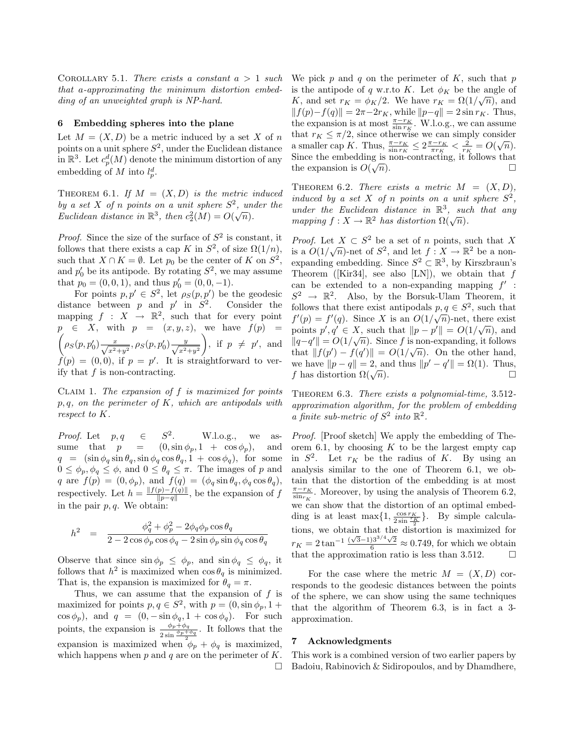Corollary 5.1. *There exists a constant $a > 1$ such that $a$-approximating the minimum distortion embedding of an unweighted graph is NP-hard.*

## 6 Embedding spheres into the plane

Let $M = (X, D)$ be a metric induced by a set $X$ of $n$ points on a unit sphere $S^2$, under the Euclidean distance in $\mathbb{R}^3$. Let $c_p^d(M)$ denote the minimum distortion of any embedding of $M$ into $l_p^d$.

Theorem 6.1. *If $M = (X, D)$ is the metric induced by a set $X$ of $n$ points on a unit sphere $S^2$, under the Euclidean distance in $\mathbb{R}^3$, then $c_2^2(M) = O(\sqrt{n})$.*

*Proof.* Since the size of the surface of $S^2$ is constant, it follows that there exists a cap $K$ in $S^2$, of size $\Omega(1/n)$, such that $X \cap K = \emptyset$. Let $p_0$ be the center of $K$ on $S^2$, and $p_0'$ be its antipode. By rotating $S^2$, we may assume that $p_0 = (0, 0, 1)$, and thus $p_0' = (0, 0, -1)$.

For points $p, p' \in S^2$, let $\rho_S(p, p')$ be the geodesic distance between $p$ and $p'$ in $S^2$. Consider the mapping $f : X \to \mathbb{R}^2$, such that for every point $p \in X$, with $p = (x, y, z)$, we have $f(p) = \left(\rho_S(p, p_0')\frac{x}{\sqrt{x^2+y^2}}, \rho_S(p, p_0')\frac{y}{\sqrt{x^2+y^2}}\right)$, if $p \neq p'$, and $f(p) = (0, 0)$, if $p = p'$. It is straightforward to verify that $f$ is non-contracting.

Claim 1. *The expansion of $f$ is maximized for points $p, q$, on the perimeter of $K$, which are antipodals with respect to $K$.*

*Proof.* Let $p, q \in S^2$. W.l.o.g., we assume that $p = (0, \sin\phi_p, 1 + \cos\phi_p)$, and $q = (\sin\phi_q \sin\theta_q, \sin\phi_q \cos\theta_q, 1 + \cos\phi_q)$, for some $0 \leq \phi_p, \phi_q \leq \phi$, and $0 \leq \theta_q \leq \pi$. The images of $p$ and $q$ are $f(p) = (0, \phi_p)$, and $f(q) = (\phi_q \sin\theta_q, \phi_q \cos\theta_q)$, respectively. Let $h = \frac{\|f(p)-f(q)\|}{\|p-q\|}$, be the expansion of $f$ in the pair $p, q$. We obtain:

$$h^2 = \frac{\phi_q^2 + \phi_p^2 - 2\phi_q\phi_p\cos\theta_q}{2 - 2\cos\phi_p\cos\phi_q - 2\sin\phi_p\sin\phi_q\cos\theta_q}$$

Observe that since $\sin\phi_p \leq \phi_p$, and $\sin\phi_q \leq \phi_q$, it follows that $h^2$ is maximized when $\cos\theta_q$ is minimized. That is, the expansion is maximized for $\theta_q = \pi$.

Thus, we can assume that the expansion of $f$ is maximized for points $p, q \in S^2$, with $p = (0, \sin\phi_p, 1 + \cos\phi_p)$, and $q = (0, -\sin\phi_q, 1 + \cos\phi_q)$. For such points, the expansion is $\frac{\phi_p + \phi_q}{2\sin\frac{\phi_p+\phi_q}{2}}$. It follows that the expansion is maximized when $\phi_p + \phi_q$ is maximized, which happens when $p$ and $q$ are on the perimeter of $K$. □

We pick $p$ and $q$ on the perimeter of $K$, such that $p$ is the antipode of $q$ w.r.to $K$. Let $\phi_K$ be the angle of $K$, and set $r_K = \phi_K/2$. We have $r_K = \Omega(1/\sqrt{n})$, and $\|f(p) - f(q)\| = 2\pi - 2r_K$, while $\|p - q\| = 2\sin r_K$. Thus, the expansion is at most $\frac{\pi - r_K}{\sin r_K}$. W.l.o.g., we can assume that $r_K \leq \pi/2$, since otherwise we can simply consider a smaller cap $K$. Thus, $\frac{\pi - r_K}{\sin r_K} \leq 2\frac{\pi - r_K}{\pi r_K} < \frac{2}{r_K} = O(\sqrt{n})$. Since the embedding is non-contracting, it follows that the expansion is $O(\sqrt{n})$. □

Theorem 6.2. *There exists a metric $M = (X, D)$, induced by a set $X$ of $n$ points on a unit sphere $S^2$, under the Euclidean distance in $\mathbb{R}^3$, such that any mapping $f : X \to \mathbb{R}^2$ has distortion $\Omega(\sqrt{n})$.*

*Proof.* Let $X \subset S^2$ be a set of $n$ points, such that $X$ is a $O(1/\sqrt{n})$-net of $S^2$, and let $f : X \to \mathbb{R}^2$ be a non-expanding embedding. Since $S^2 \subset \mathbb{R}^3$, by Kirszbraun's Theorem ([Kir34], see also [LN]), we obtain that $f$ can be extended to a non-expanding mapping $f' : S^2 \to \mathbb{R}^2$. Also, by the Borsuk-Ulam Theorem, it follows that there exist antipodals $p, q \in S^2$, such that $f'(p) = f'(q)$. Since $X$ is an $O(1/\sqrt{n})$-net, there exist points $p', q' \in X$, such that $\|p - p'\| = O(1/\sqrt{n})$, and $\|q - q'\| = O(1/\sqrt{n})$. Since $f$ is non-expanding, it follows that $\|f(p') - f(q')\| = O(1/\sqrt{n})$. On the other hand, we have $\|p - q\| = 2$, and thus $\|p' - q'\| = \Omega(1)$. Thus, $f$ has distortion $\Omega(\sqrt{n})$. □

Theorem 6.3. *There exists a polynomial-time, 3.512-approximation algorithm, for the problem of embedding a finite sub-metric of $S^2$ into $\mathbb{R}^2$.*

*Proof.* [Proof sketch] We apply the embedding of Theorem 6.1, by choosing $K$ to be the largest empty cap in $S^2$. Let $r_K$ be the radius of $K$. By using an analysis similar to the one of Theorem 6.1, we obtain that the distortion of the embedding is at most $\frac{\pi - r_K}{\sin_{r_K}}$. Moreover, by using the analysis of Theorem 6.2, we can show that the distortion of an optimal embedding is at least $\max\{1, \frac{\cos r_K}{2\sin\frac{r_K}{2}}\}$. By simple calculations, we obtain that the distortion is maximized for $r_K = 2\tan^{-1}\frac{(\sqrt{3}-1)3^{3/4}\sqrt{2}}{6} \approx 0.749$, for which we obtain that the approximation ratio is less than 3.512. □

For the case where the metric $M = (X, D)$ corresponds to the geodesic distances between the points of the sphere, we can show using the same techniques that the algorithm of Theorem 6.3, is in fact a 3-approximation.

## 7 Acknowledgments

This work is a combined version of two earlier papers by Badoiu, Rabinovich & Sidiropoulos, and by Dhamdhere,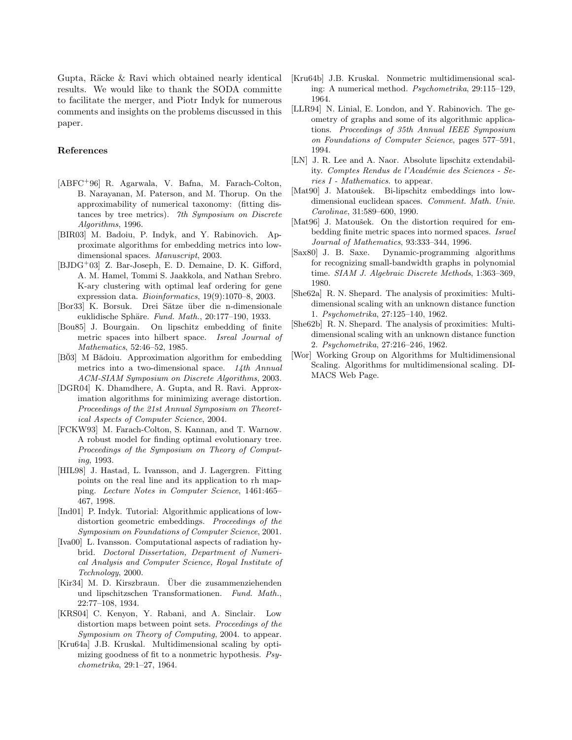Gupta, Räcke & Ravi which obtained nearly identical results. We would like to thank the SODA committe to facilitate the merger, and Piotr Indyk for numerous comments and insights on the problems discussed in this paper.

## References

[ABFC+96] R. Agarwala, V. Bafna, M. Farach-Colton, B. Narayanan, M. Paterson, and M. Thorup. On the approximability of numerical taxonomy: (fitting distances by tree metrics). *7th Symposium on Discrete Algorithms*, 1996.

[BIR03] M. Badoiu, P. Indyk, and Y. Rabinovich. Approximate algorithms for embedding metrics into low-dimensional spaces. *Manuscript*, 2003.

[BJDG+03] Z. Bar-Joseph, E. D. Demaine, D. K. Gifford, A. M. Hamel, Tommi S. Jaakkola, and Nathan Srebro. K-ary clustering with optimal leaf ordering for gene expression data. *Bioinformatics*, 19(9):1070–8, 2003.

[Bor33] K. Borsuk. Drei Sätze über die n-dimensionale euklidische Sphäre. *Fund. Math.*, 20:177–190, 1933.

[Bou85] J. Bourgain. On lipschitz embedding of finite metric spaces into hilbert space. *Isreal Journal of Mathematics*, 52:46–52, 1985.

[Bŏ3] M Bădoiu. Approximation algorithm for embedding metrics into a two-dimensional space. *14th Annual ACM-SIAM Symposium on Discrete Algorithms*, 2003.

[DGR04] K. Dhamdhere, A. Gupta, and R. Ravi. Approximation algorithms for minimizing average distortion. *Proceedings of the 21st Annual Symposium on Theoretical Aspects of Computer Science*, 2004.

[FCKW93] M. Farach-Colton, S. Kannan, and T. Warnow. A robust model for finding optimal evolutionary tree. *Proceedings of the Symposium on Theory of Computing*, 1993.

[HIL98] J. Hastad, L. Ivansson, and J. Lagergren. Fitting points on the real line and its application to rh mapping. *Lecture Notes in Computer Science*, 1461:465–467, 1998.

[Ind01] P. Indyk. Tutorial: Algorithmic applications of low-distortion geometric embeddings. *Proceedings of the Symposium on Foundations of Computer Science*, 2001.

[Iva00] L. Ivansson. Computational aspects of radiation hybrid. *Doctoral Dissertation, Department of Numerical Analysis and Computer Science, Royal Institute of Technology*, 2000.

[Kir34] M. D. Kirszbraun. Über die zusammenziehenden und lipschitzschen Transformationen. *Fund. Math.*, 22:77–108, 1934.

[KRS04] C. Kenyon, Y. Rabani, and A. Sinclair. Low distortion maps between point sets. *Proceedings of the Symposium on Theory of Computing*, 2004. to appear.

[Kru64a] J.B. Kruskal. Multidimensional scaling by optimizing goodness of fit to a nonmetric hypothesis. *Psychometrika*, 29:1–27, 1964.

[Kru64b] J.B. Kruskal. Nonmetric multidimensional scaling: A numerical method. *Psychometrika*, 29:115–129, 1964.

[LLR94] N. Linial, E. London, and Y. Rabinovich. The geometry of graphs and some of its algorithmic applications. *Proceedings of 35th Annual IEEE Symposium on Foundations of Computer Science*, pages 577–591, 1994.

[LN] J. R. Lee and A. Naor. Absolute lipschitz extendability. *Comptes Rendus de l'Académie des Sciences - Series I - Mathematics*. to appear.

[Mat90] J. Matoušek. Bi-lipschitz embeddings into low-dimensional euclidean spaces. *Comment. Math. Univ. Carolinae*, 31:589–600, 1990.

[Mat96] J. Matoušek. On the distortion required for embedding finite metric spaces into normed spaces. *Israel Journal of Mathematics*, 93:333–344, 1996.

[Sax80] J. B. Saxe. Dynamic-programming algorithms for recognizing small-bandwidth graphs in polynomial time. *SIAM J. Algebraic Discrete Methods*, 1:363–369, 1980.

[She62a] R. N. Shepard. The analysis of proximities: Multidimensional scaling with an unknown distance function 1. *Psychometrika*, 27:125–140, 1962.

[She62b] R. N. Shepard. The analysis of proximities: Multidimensional scaling with an unknown distance function 2. *Psychometrika*, 27:216–246, 1962.

[Wor] Working Group on Algorithms for Multidimensional Scaling. Algorithms for multidimensional scaling. DIMACS Web Page.